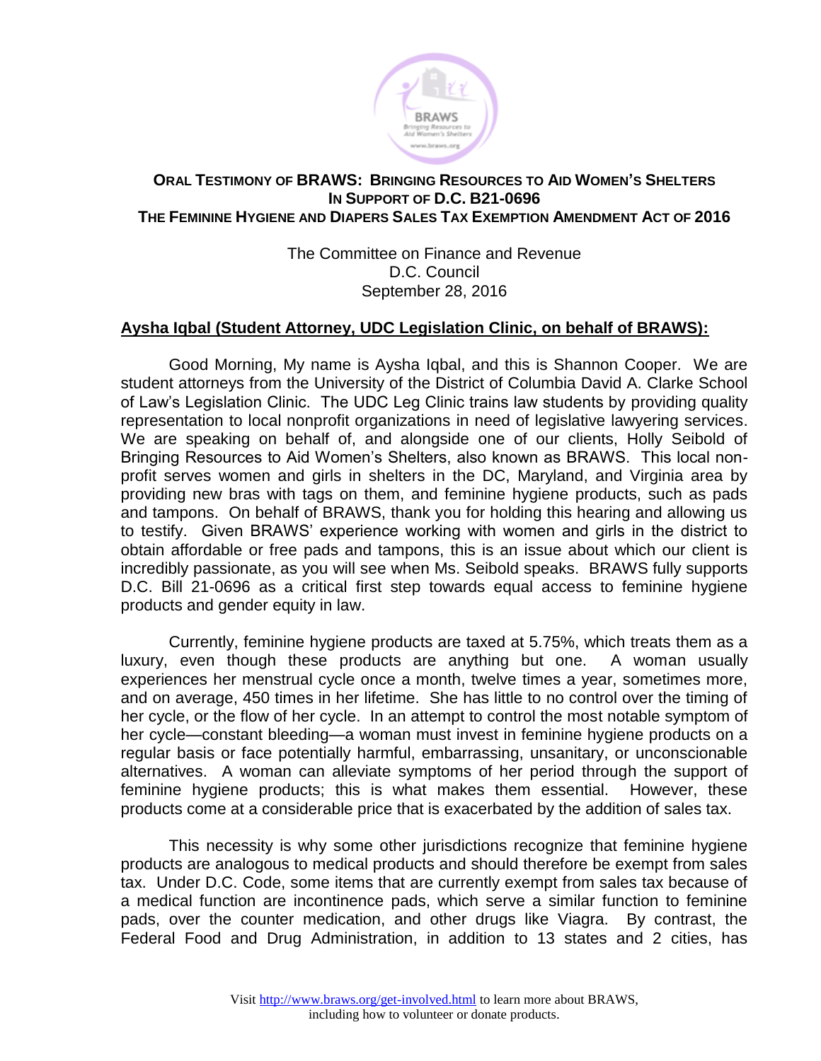# ORAL TESTIMONY OF BRAWS: BRINGING RESOURCES TO AID WOMEN'S SHELTERS
## IN SUPPORT OF D.C. B21-0696
## THE FEMININE HYGIENE AND DIAPERS SALES TAX EXEMPTION AMENDMENT ACT OF 2016

The Committee on Finance and Revenue
D.C. Council
September 28, 2016

**Aysha Iqbal (Student Attorney, UDC Legislation Clinic, on behalf of BRAWS):**

Good Morning, My name is Aysha Iqbal, and this is Shannon Cooper. We are student attorneys from the University of the District of Columbia David A. Clarke School of Law's Legislation Clinic. The UDC Leg Clinic trains law students by providing quality representation to local nonprofit organizations in need of legislative lawyering services. We are speaking on behalf of, and alongside one of our clients, Holly Seibold of Bringing Resources to Aid Women's Shelters, also known as BRAWS. This local non-profit serves women and girls in shelters in the DC, Maryland, and Virginia area by providing new bras with tags on them, and feminine hygiene products, such as pads and tampons. On behalf of BRAWS, thank you for holding this hearing and allowing us to testify. Given BRAWS' experience working with women and girls in the district to obtain affordable or free pads and tampons, this is an issue about which our client is incredibly passionate, as you will see when Ms. Seibold speaks. BRAWS fully supports D.C. Bill 21-0696 as a critical first step towards equal access to feminine hygiene products and gender equity in law.

Currently, feminine hygiene products are taxed at 5.75%, which treats them as a luxury, even though these products are anything but one. A woman usually experiences her menstrual cycle once a month, twelve times a year, sometimes more, and on average, 450 times in her lifetime. She has little to no control over the timing of her cycle, or the flow of her cycle. In an attempt to control the most notable symptom of her cycle—constant bleeding—a woman must invest in feminine hygiene products on a regular basis or face potentially harmful, embarrassing, unsanitary, or unconscionable alternatives. A woman can alleviate symptoms of her period through the support of feminine hygiene products; this is what makes them essential. However, these products come at a considerable price that is exacerbated by the addition of sales tax.

This necessity is why some other jurisdictions recognize that feminine hygiene products are analogous to medical products and should therefore be exempt from sales tax. Under D.C. Code, some items that are currently exempt from sales tax because of a medical function are incontinence pads, which serve a similar function to feminine pads, over the counter medication, and other drugs like Viagra. By contrast, the Federal Food and Drug Administration, in addition to 13 states and 2 cities, has

Visit http://www.braws.org/get-involved.html to learn more about BRAWS, including how to volunteer or donate products.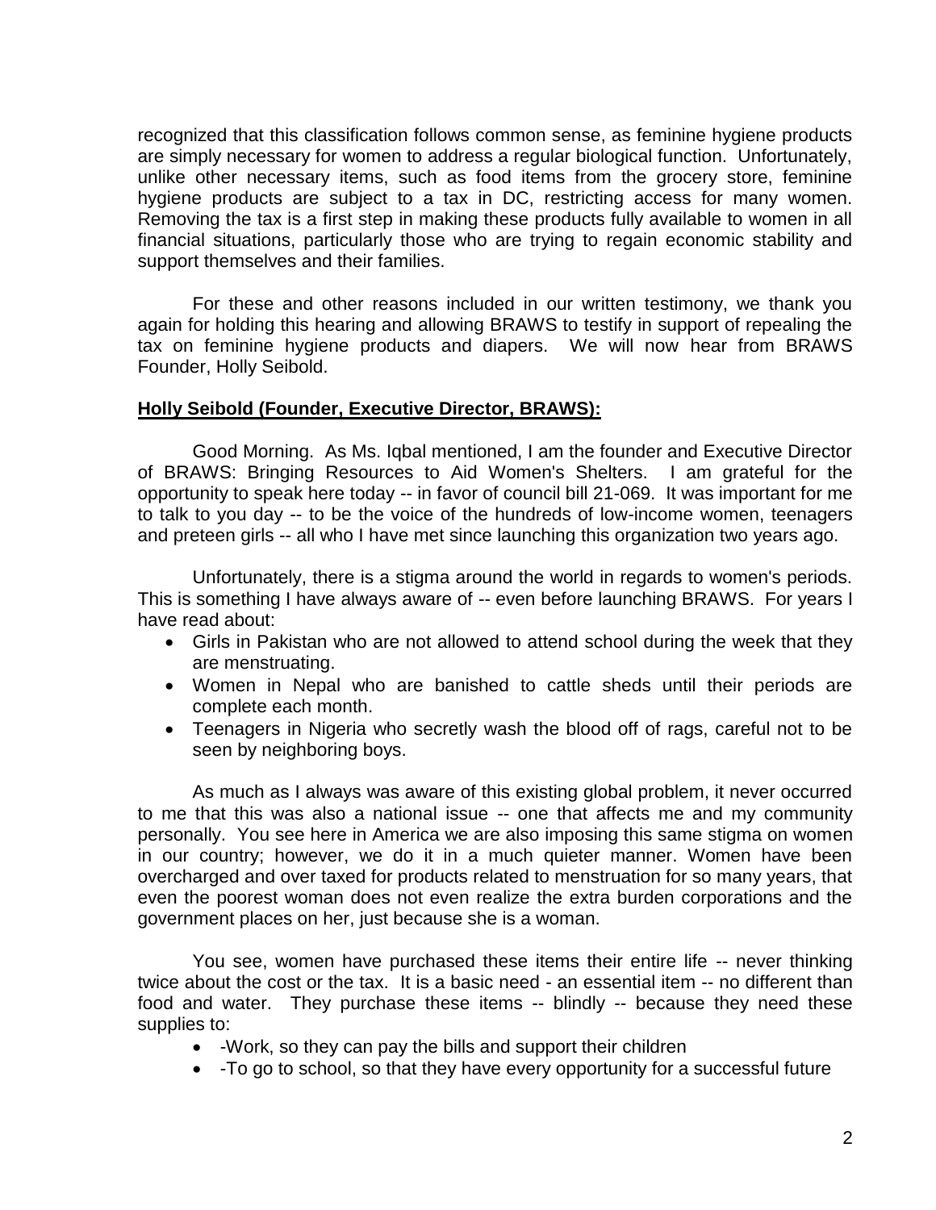recognized that this classification follows common sense, as feminine hygiene products are simply necessary for women to address a regular biological function. Unfortunately, unlike other necessary items, such as food items from the grocery store, feminine hygiene products are subject to a tax in DC, restricting access for many women. Removing the tax is a first step in making these products fully available to women in all financial situations, particularly those who are trying to regain economic stability and support themselves and their families.

For these and other reasons included in our written testimony, we thank you again for holding this hearing and allowing BRAWS to testify in support of repealing the tax on feminine hygiene products and diapers. We will now hear from BRAWS Founder, Holly Seibold.

**Holly Seibold (Founder, Executive Director, BRAWS):**

Good Morning. As Ms. Iqbal mentioned, I am the founder and Executive Director of BRAWS: Bringing Resources to Aid Women's Shelters. I am grateful for the opportunity to speak here today -- in favor of council bill 21-069. It was important for me to talk to you day -- to be the voice of the hundreds of low-income women, teenagers and preteen girls -- all who I have met since launching this organization two years ago.

Unfortunately, there is a stigma around the world in regards to women's periods. This is something I have always aware of -- even before launching BRAWS. For years I have read about:

- Girls in Pakistan who are not allowed to attend school during the week that they are menstruating.
- Women in Nepal who are banished to cattle sheds until their periods are complete each month.
- Teenagers in Nigeria who secretly wash the blood off of rags, careful not to be seen by neighboring boys.

As much as I always was aware of this existing global problem, it never occurred to me that this was also a national issue -- one that affects me and my community personally. You see here in America we are also imposing this same stigma on women in our country; however, we do it in a much quieter manner. Women have been overcharged and over taxed for products related to menstruation for so many years, that even the poorest woman does not even realize the extra burden corporations and the government places on her, just because she is a woman.

You see, women have purchased these items their entire life -- never thinking twice about the cost or the tax. It is a basic need - an essential item -- no different than food and water. They purchase these items -- blindly -- because they need these supplies to:

- -Work, so they can pay the bills and support their children
- -To go to school, so that they have every opportunity for a successful future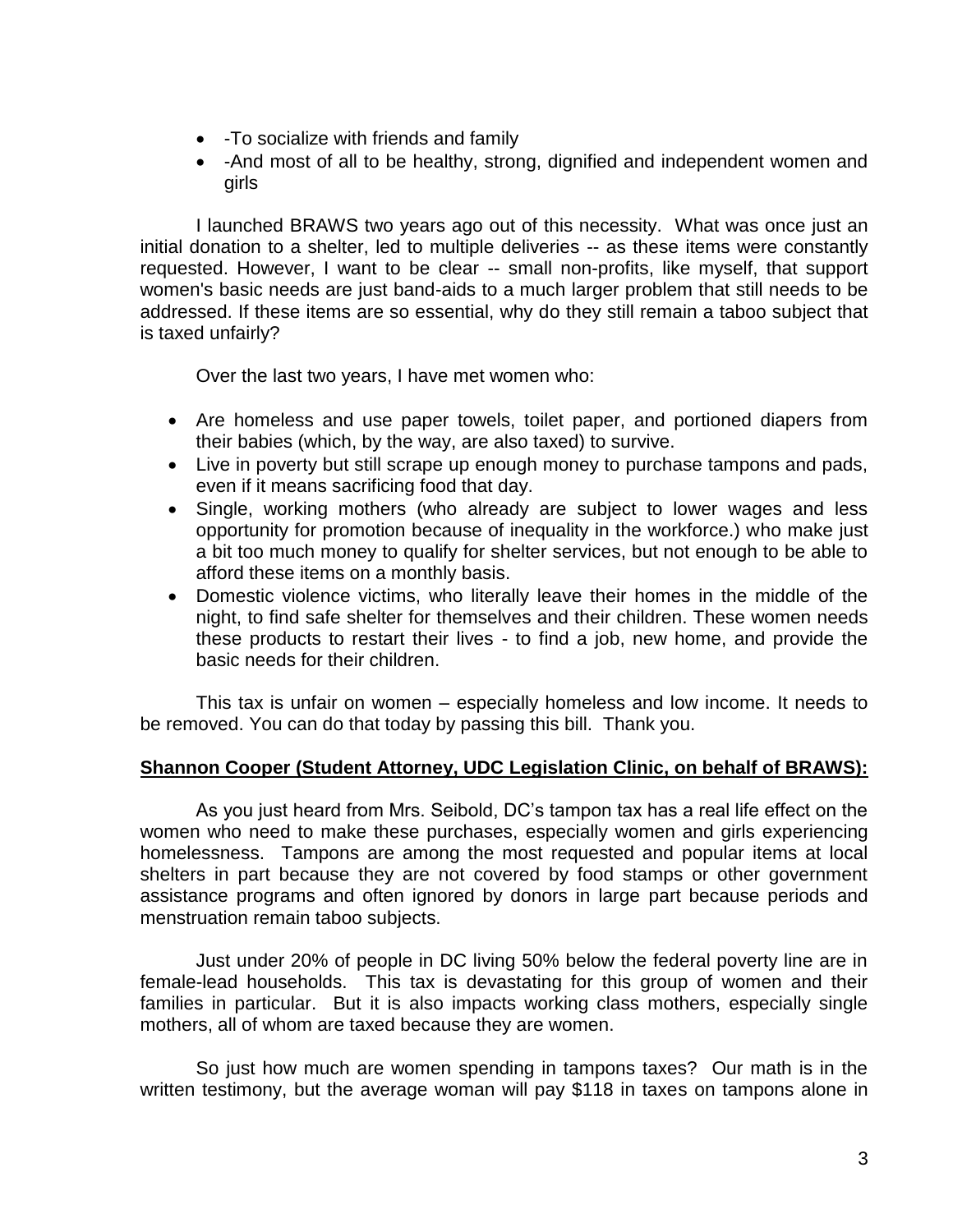- -To socialize with friends and family
- -And most of all to be healthy, strong, dignified and independent women and girls

I launched BRAWS two years ago out of this necessity. What was once just an initial donation to a shelter, led to multiple deliveries -- as these items were constantly requested. However, I want to be clear -- small non-profits, like myself, that support women's basic needs are just band-aids to a much larger problem that still needs to be addressed. If these items are so essential, why do they still remain a taboo subject that is taxed unfairly?

Over the last two years, I have met women who:

- Are homeless and use paper towels, toilet paper, and portioned diapers from their babies (which, by the way, are also taxed) to survive.
- Live in poverty but still scrape up enough money to purchase tampons and pads, even if it means sacrificing food that day.
- Single, working mothers (who already are subject to lower wages and less opportunity for promotion because of inequality in the workforce.) who make just a bit too much money to qualify for shelter services, but not enough to be able to afford these items on a monthly basis.
- Domestic violence victims, who literally leave their homes in the middle of the night, to find safe shelter for themselves and their children. These women needs these products to restart their lives - to find a job, new home, and provide the basic needs for their children.

This tax is unfair on women – especially homeless and low income. It needs to be removed. You can do that today by passing this bill. Thank you.

**Shannon Cooper (Student Attorney, UDC Legislation Clinic, on behalf of BRAWS):**

As you just heard from Mrs. Seibold, DC's tampon tax has a real life effect on the women who need to make these purchases, especially women and girls experiencing homelessness. Tampons are among the most requested and popular items at local shelters in part because they are not covered by food stamps or other government assistance programs and often ignored by donors in large part because periods and menstruation remain taboo subjects.

Just under 20% of people in DC living 50% below the federal poverty line are in female-lead households. This tax is devastating for this group of women and their families in particular. But it is also impacts working class mothers, especially single mothers, all of whom are taxed because they are women.

So just how much are women spending in tampons taxes? Our math is in the written testimony, but the average woman will pay $118 in taxes on tampons alone in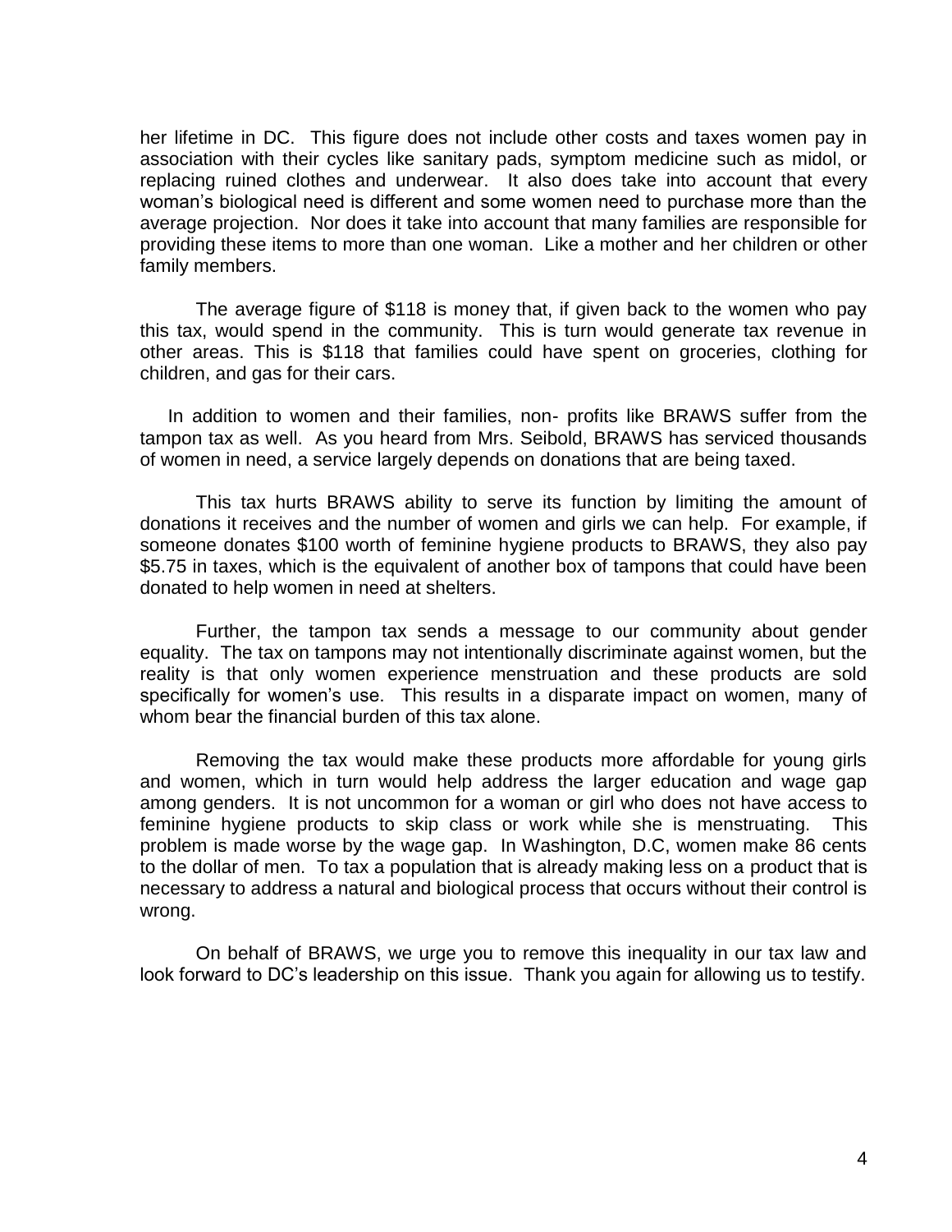her lifetime in DC. This figure does not include other costs and taxes women pay in association with their cycles like sanitary pads, symptom medicine such as midol, or replacing ruined clothes and underwear. It also does take into account that every woman's biological need is different and some women need to purchase more than the average projection. Nor does it take into account that many families are responsible for providing these items to more than one woman. Like a mother and her children or other family members.

The average figure of $118 is money that, if given back to the women who pay this tax, would spend in the community. This is turn would generate tax revenue in other areas. This is $118 that families could have spent on groceries, clothing for children, and gas for their cars.

In addition to women and their families, non- profits like BRAWS suffer from the tampon tax as well. As you heard from Mrs. Seibold, BRAWS has serviced thousands of women in need, a service largely depends on donations that are being taxed.

This tax hurts BRAWS ability to serve its function by limiting the amount of donations it receives and the number of women and girls we can help. For example, if someone donates $100 worth of feminine hygiene products to BRAWS, they also pay $5.75 in taxes, which is the equivalent of another box of tampons that could have been donated to help women in need at shelters.

Further, the tampon tax sends a message to our community about gender equality. The tax on tampons may not intentionally discriminate against women, but the reality is that only women experience menstruation and these products are sold specifically for women's use. This results in a disparate impact on women, many of whom bear the financial burden of this tax alone.

Removing the tax would make these products more affordable for young girls and women, which in turn would help address the larger education and wage gap among genders. It is not uncommon for a woman or girl who does not have access to feminine hygiene products to skip class or work while she is menstruating. This problem is made worse by the wage gap. In Washington, D.C, women make 86 cents to the dollar of men. To tax a population that is already making less on a product that is necessary to address a natural and biological process that occurs without their control is wrong.

On behalf of BRAWS, we urge you to remove this inequality in our tax law and look forward to DC's leadership on this issue. Thank you again for allowing us to testify.